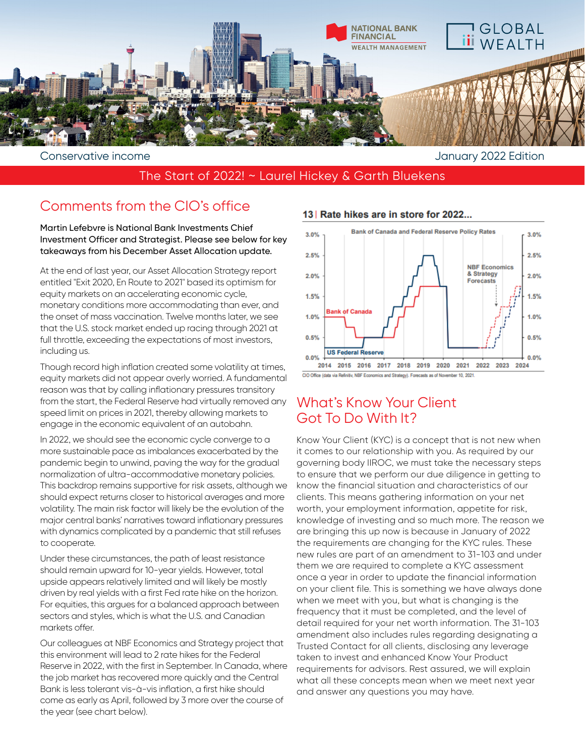Conservative income

January 2022 Edition

# The Start of 2022! ~ Laurel Hickey & Garth Bluekens

## Comments from the CIO's office

**Martin Lefebvre is National Bank Investments Chief Investment Officer and Strategist. Please see below for key takeaways from his December Asset Allocation update.**

At the end of last year, our Asset Allocation Strategy report entitled "Exit 2020, En Route to 2021" based its optimism for equity markets on an accelerating economic cycle, monetary conditions more accommodating than ever, and the onset of mass vaccination. Twelve months later, we see that the U.S. stock market ended up racing through 2021 at full throttle, exceeding the expectations of most investors, including us.

Though record high inflation created some volatility at times, equity markets did not appear overly worried. A fundamental reason was that by calling inflationary pressures transitory from the start, the Federal Reserve had virtually removed any speed limit on prices in 2021, thereby allowing markets to engage in the economic equivalent of an autobahn.

In 2022, we should see the economic cycle converge to a more sustainable pace as imbalances exacerbated by the pandemic begin to unwind, paving the way for the gradual normalization of ultra-accommodative monetary policies. This backdrop remains supportive for risk assets, although we should expect returns closer to historical averages and more volatility. The main risk factor will likely be the evolution of the major central banks' narratives toward inflationary pressures with dynamics complicated by a pandemic that still refuses to cooperate.

Under these circumstances, the path of least resistance should remain upward for 10-year yields. However, total upside appears relatively limited and will likely be mostly driven by real yields with a first Fed rate hike on the horizon. For equities, this argues for a balanced approach between sectors and styles, which is what the U.S. and Canadian markets offer.

Our colleagues at NBF Economics and Strategy project that this environment will lead to 2 rate hikes for the Federal Reserve in 2022, with the first in September. In Canada, where the job market has recovered more quickly and the Central Bank is less tolerant vis-à-vis inflation, a first hike should come as early as April, followed by 3 more over the course of the year (see chart below).

**13 | Rate hikes are in store for 2022...**

Bank of Canada and Federal Reserve Policy Rates

CIO Office (data via Refinitiv, NBF Economics and Strategy). Forecasts as of November 10, 2021.

## What's Know Your Client Got To Do With It?

Know Your Client (KYC) is a concept that is not new when it comes to our relationship with you. As required by our governing body IIROC, we must take the necessary steps to ensure that we perform our due diligence in getting to know the financial situation and characteristics of our clients. This means gathering information on your net worth, your employment information, appetite for risk, knowledge of investing and so much more. The reason we are bringing this up now is because in January of 2022 the requirements are changing for the KYC rules. These new rules are part of an amendment to 31-103 and under them we are required to complete a KYC assessment once a year in order to update the financial information on your client file. This is something we have always done when we meet with you, but what is changing is the frequency that it must be completed, and the level of detail required for your net worth information. The 31-103 amendment also includes rules regarding designating a Trusted Contact for all clients, disclosing any leverage taken to invest and enhanced Know Your Product requirements for advisors. Rest assured, we will explain what all these concepts mean when we meet next year and answer any questions you may have.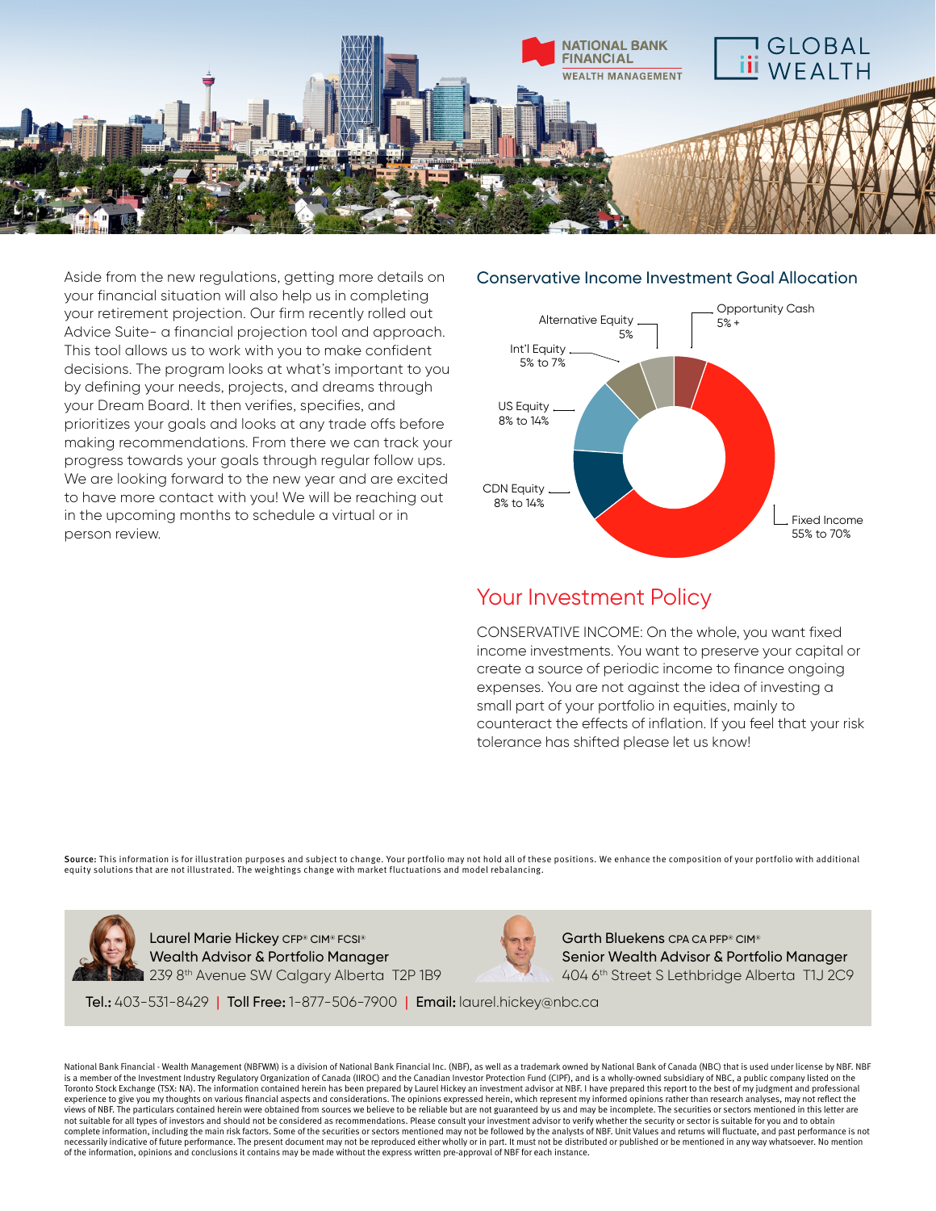Aside from the new regulations, getting more details on your financial situation will also help us in completing your retirement projection. Our firm recently rolled out Advice Suite- a financial projection tool and approach. This tool allows us to work with you to make confident decisions. The program looks at what's important to you by defining your needs, projects, and dreams through your Dream Board. It then verifies, specifies, and prioritizes your goals and looks at any trade offs before making recommendations. From there we can track your progress towards your goals through regular follow ups. We are looking forward to the new year and are excited to have more contact with you! We will be reaching out in the upcoming months to schedule a virtual or in person review.

## Conservative Income Investment Goal Allocation

Alternative Equity
5%

Opportunity Cash
5% +

Int'l Equity
5% to 7%

US Equity
8% to 14%

CDN Equity
8% to 14%

Fixed Income
55% to 70%

## Your Investment Policy

CONSERVATIVE INCOME: On the whole, you want fixed income investments. You want to preserve your capital or create a source of periodic income to finance ongoing expenses. You are not against the idea of investing a small part of your portfolio in equities, mainly to counteract the effects of inflation. If you feel that your risk tolerance has shifted please let us know!

**Source:** This information is for illustration purposes and subject to change. Your portfolio may not hold all of these positions. We enhance the composition of your portfolio with additional equity solutions that are not illustrated. The weightings change with market fluctuations and model rebalancing.

**Laurel Marie Hickey** CFP® CIM® FCSI®
Wealth Advisor & Portfolio Manager
239 8th Avenue SW Calgary Alberta T2P 1B9

**Garth Bluekens** CPA CA PFP® CIM®
Senior Wealth Advisor & Portfolio Manager
404 6th Street S Lethbridge Alberta T1J 2C9

**Tel.:** 403-531-8429 | **Toll Free:** 1-877-506-7900 | **Email:** laurel.hickey@nbc.ca

National Bank Financial - Wealth Management (NBFWM) is a division of National Bank Financial Inc. (NBF), as well as a trademark owned by National Bank of Canada (NBC) that is used under license by NBF. NBF is a member of the Investment Industry Regulatory Organization of Canada (IIROC) and the Canadian Investor Protection Fund (CIPF), and is a wholly-owned subsidiary of NBC, a public company listed on the Toronto Stock Exchange (TSX: NA). The information contained herein has been prepared by Laurel Hickey an investment advisor at NBF. I have prepared this report to the best of my judgment and professional experience to give you my thoughts on various financial aspects and considerations. The opinions expressed herein, which represent my informed opinions rather than research analyses, may not reflect the views of NBF. The particulars contained herein were obtained from sources we believe to be reliable but are not guaranteed by us and may be incomplete. The securities or sectors mentioned in this letter are not suitable for all types of investors and should not be considered as recommendations. Please consult your investment advisor to verify whether the security or sector is suitable for you and to obtain complete information, including the main risk factors. Some of the securities or sectors mentioned may not be followed by the analysts of NBF. Unit Values and returns will fluctuate, and past performance is not necessarily indicative of future performance. The present document may not be reproduced either wholly or in part. It must not be distributed or published or be mentioned in any way whatsoever. No mention of the information, opinions and conclusions it contains may be made without the express written pre-approval of NBF for each instance.